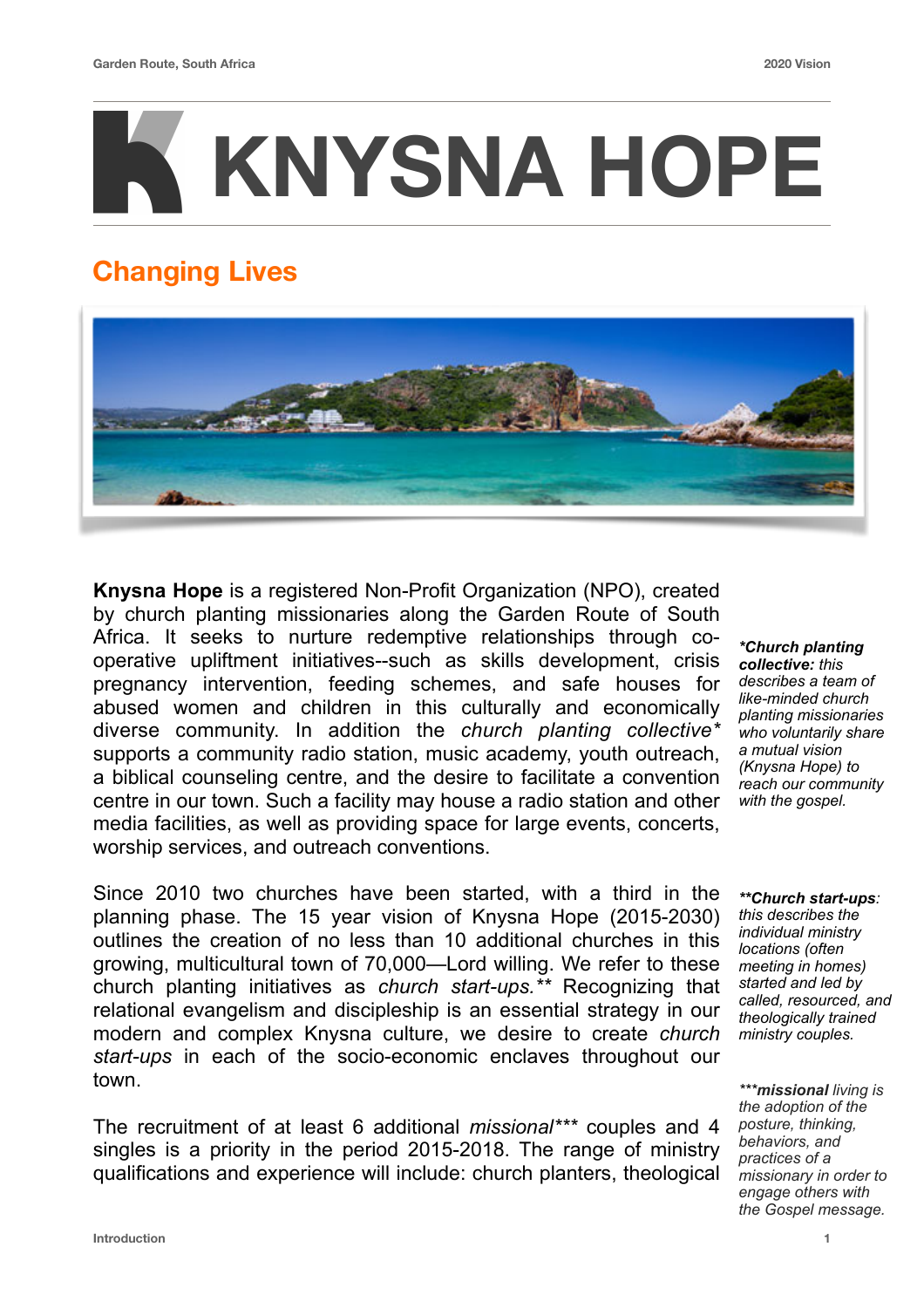# KNYSNA HOPE

## Changing Lives

**Knysna Hope** is a registered Non-Profit Organization (NPO), created by church planting missionaries along the Garden Route of South Africa. It seeks to nurture redemptive relationships through co-operative upliftment initiatives--such as skills development, crisis pregnancy intervention, feeding schemes, and safe houses for abused women and children in this culturally and economically diverse community. In addition the *church planting collective** supports a community radio station, music academy, youth outreach, a biblical counseling centre, and the desire to facilitate a convention centre in our town. Such a facility may house a radio station and other media facilities, as well as providing space for large events, concerts, worship services, and outreach conventions.

Since 2010 two churches have been started, with a third in the planning phase. The 15 year vision of Knysna Hope (2015-2030) outlines the creation of no less than 10 additional churches in this growing, multicultural town of 70,000—Lord willing. We refer to these church planting initiatives as *church start-ups.*** Recognizing that relational evangelism and discipleship is an essential strategy in our modern and complex Knysna culture, we desire to create *church start-ups* in each of the socio-economic enclaves throughout our town.

The recruitment of at least 6 additional *missional**** couples and 4 singles is a priority in the period 2015-2018. The range of ministry qualifications and experience will include: church planters, theological

*\*Church planting collective:* this describes a team of like-minded church planting missionaries who voluntarily share a mutual vision (Knysna Hope) to reach our community with the gospel.*

*\*\*Church start-ups:* this describes the individual ministry locations (often meeting in homes) started and led by called, resourced, and theologically trained ministry couples.*

*\*\*\*missional* living is the adoption of the posture, thinking, behaviors, and practices of a missionary in order to engage others with the Gospel message.*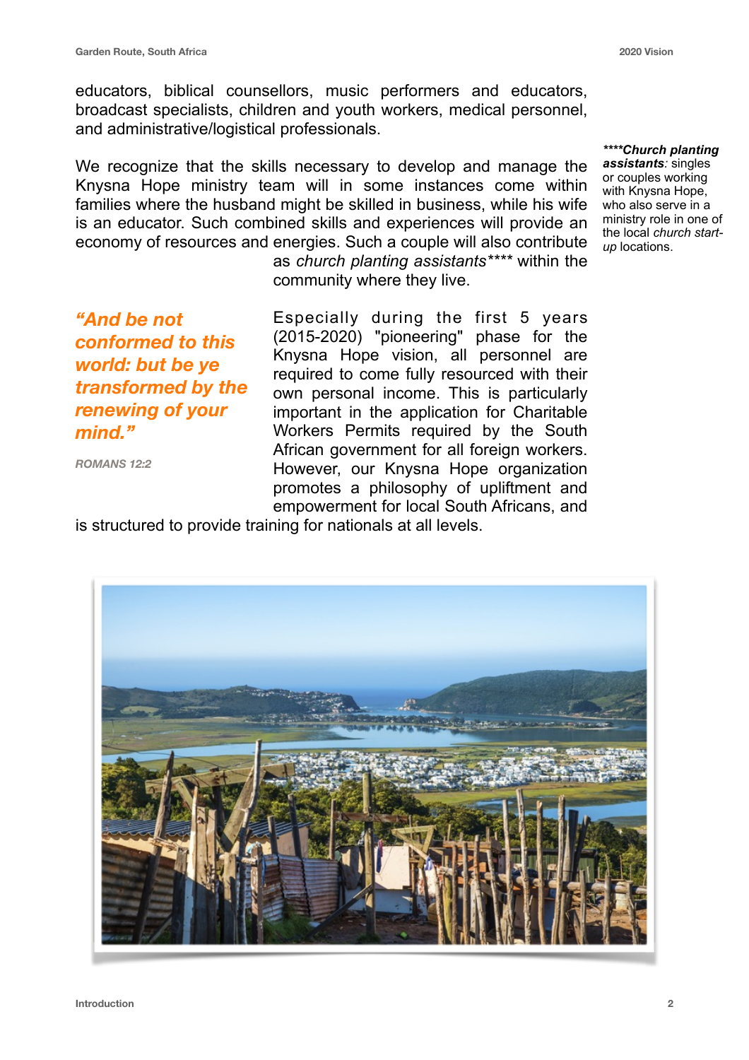educators, biblical counsellors, music performers and educators, broadcast specialists, children and youth workers, medical personnel, and administrative/logistical professionals.

We recognize that the skills necessary to develop and manage the Knysna Hope ministry team will in some instances come within families where the husband might be skilled in business, while his wife is an educator. Such combined skills and experiences will provide an economy of resources and energies. Such a couple will also contribute as *church planting assistants*\*\*\*\* within the community where they live.

***\*\*\*\*Church planting assistants**: singles or couples working with Knysna Hope, who also serve in a ministry role in one of the local church start-up locations.*

***"And be not conformed to this world: but be ye transformed by the renewing of your mind."***

*ROMANS 12:2*

Especially during the first 5 years (2015-2020) "pioneering" phase for the Knysna Hope vision, all personnel are required to come fully resourced with their own personal income. This is particularly important in the application for Charitable Workers Permits required by the South African government for all foreign workers. However, our Knysna Hope organization promotes a philosophy of upliftment and empowerment for local South Africans, and is structured to provide training for nationals at all levels.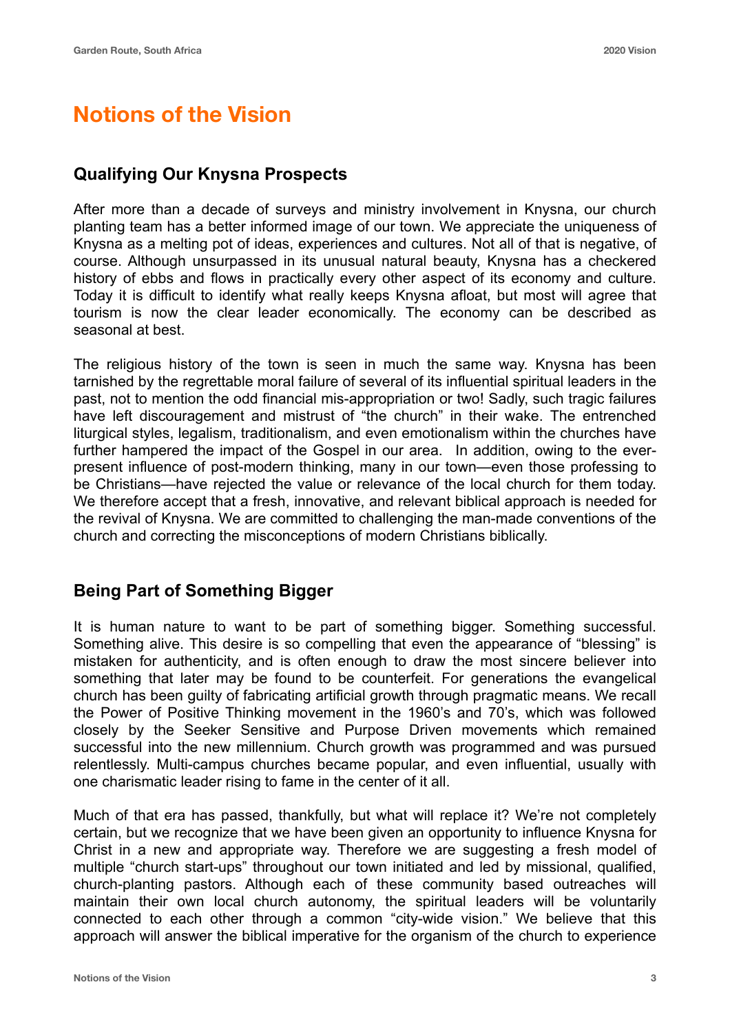## Notions of the Vision

### Qualifying Our Knysna Prospects

After more than a decade of surveys and ministry involvement in Knysna, our church planting team has a better informed image of our town. We appreciate the uniqueness of Knysna as a melting pot of ideas, experiences and cultures. Not all of that is negative, of course. Although unsurpassed in its unusual natural beauty, Knysna has a checkered history of ebbs and flows in practically every other aspect of its economy and culture. Today it is difficult to identify what really keeps Knysna afloat, but most will agree that tourism is now the clear leader economically. The economy can be described as seasonal at best.

The religious history of the town is seen in much the same way. Knysna has been tarnished by the regrettable moral failure of several of its influential spiritual leaders in the past, not to mention the odd financial mis-appropriation or two! Sadly, such tragic failures have left discouragement and mistrust of "the church" in their wake. The entrenched liturgical styles, legalism, traditionalism, and even emotionalism within the churches have further hampered the impact of the Gospel in our area. In addition, owing to the ever-present influence of post-modern thinking, many in our town—even those professing to be Christians—have rejected the value or relevance of the local church for them today. We therefore accept that a fresh, innovative, and relevant biblical approach is needed for the revival of Knysna. We are committed to challenging the man-made conventions of the church and correcting the misconceptions of modern Christians biblically.

### Being Part of Something Bigger

It is human nature to want to be part of something bigger. Something successful. Something alive. This desire is so compelling that even the appearance of "blessing" is mistaken for authenticity, and is often enough to draw the most sincere believer into something that later may be found to be counterfeit. For generations the evangelical church has been guilty of fabricating artificial growth through pragmatic means. We recall the Power of Positive Thinking movement in the 1960's and 70's, which was followed closely by the Seeker Sensitive and Purpose Driven movements which remained successful into the new millennium. Church growth was programmed and was pursued relentlessly. Multi-campus churches became popular, and even influential, usually with one charismatic leader rising to fame in the center of it all.

Much of that era has passed, thankfully, but what will replace it? We're not completely certain, but we recognize that we have been given an opportunity to influence Knysna for Christ in a new and appropriate way. Therefore we are suggesting a fresh model of multiple "church start-ups" throughout our town initiated and led by missional, qualified, church-planting pastors. Although each of these community based outreaches will maintain their own local church autonomy, the spiritual leaders will be voluntarily connected to each other through a common "city-wide vision." We believe that this approach will answer the biblical imperative for the organism of the church to experience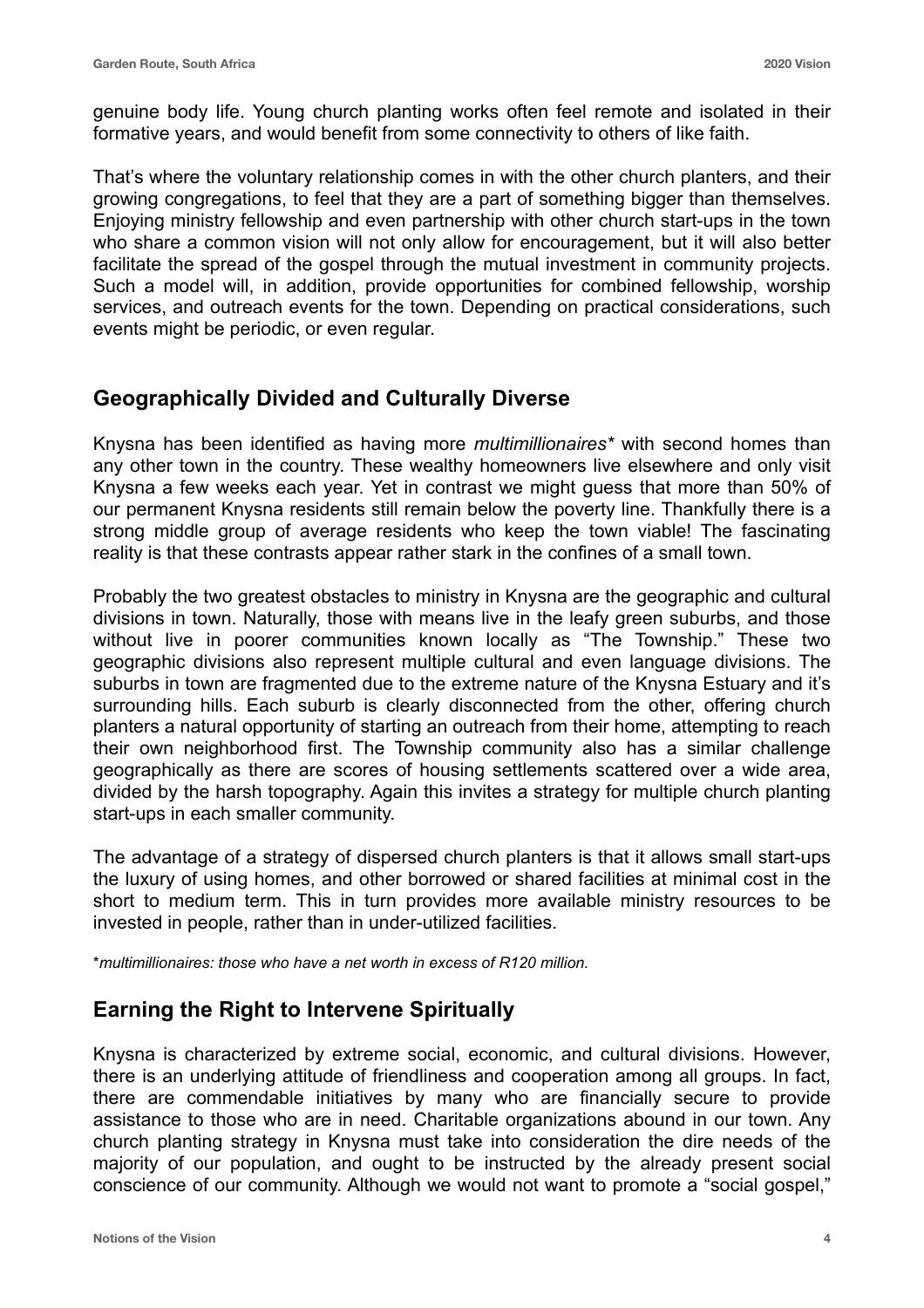genuine body life. Young church planting works often feel remote and isolated in their formative years, and would benefit from some connectivity to others of like faith.

That's where the voluntary relationship comes in with the other church planters, and their growing congregations, to feel that they are a part of something bigger than themselves. Enjoying ministry fellowship and even partnership with other church start-ups in the town who share a common vision will not only allow for encouragement, but it will also better facilitate the spread of the gospel through the mutual investment in community projects. Such a model will, in addition, provide opportunities for combined fellowship, worship services, and outreach events for the town. Depending on practical considerations, such events might be periodic, or even regular.

## Geographically Divided and Culturally Diverse

Knysna has been identified as having more *multimillionaires\** with second homes than any other town in the country. These wealthy homeowners live elsewhere and only visit Knysna a few weeks each year. Yet in contrast we might guess that more than 50% of our permanent Knysna residents still remain below the poverty line. Thankfully there is a strong middle group of average residents who keep the town viable! The fascinating reality is that these contrasts appear rather stark in the confines of a small town.

Probably the two greatest obstacles to ministry in Knysna are the geographic and cultural divisions in town. Naturally, those with means live in the leafy green suburbs, and those without live in poorer communities known locally as "The Township." These two geographic divisions also represent multiple cultural and even language divisions. The suburbs in town are fragmented due to the extreme nature of the Knysna Estuary and it's surrounding hills. Each suburb is clearly disconnected from the other, offering church planters a natural opportunity of starting an outreach from their home, attempting to reach their own neighborhood first. The Township community also has a similar challenge geographically as there are scores of housing settlements scattered over a wide area, divided by the harsh topography. Again this invites a strategy for multiple church planting start-ups in each smaller community.

The advantage of a strategy of dispersed church planters is that it allows small start-ups the luxury of using homes, and other borrowed or shared facilities at minimal cost in the short to medium term. This in turn provides more available ministry resources to be invested in people, rather than in under-utilized facilities.

\**multimillionaires: those who have a net worth in excess of R120 million.*

## Earning the Right to Intervene Spiritually

Knysna is characterized by extreme social, economic, and cultural divisions. However, there is an underlying attitude of friendliness and cooperation among all groups. In fact, there are commendable initiatives by many who are financially secure to provide assistance to those who are in need. Charitable organizations abound in our town. Any church planting strategy in Knysna must take into consideration the dire needs of the majority of our population, and ought to be instructed by the already present social conscience of our community. Although we would not want to promote a "social gospel,"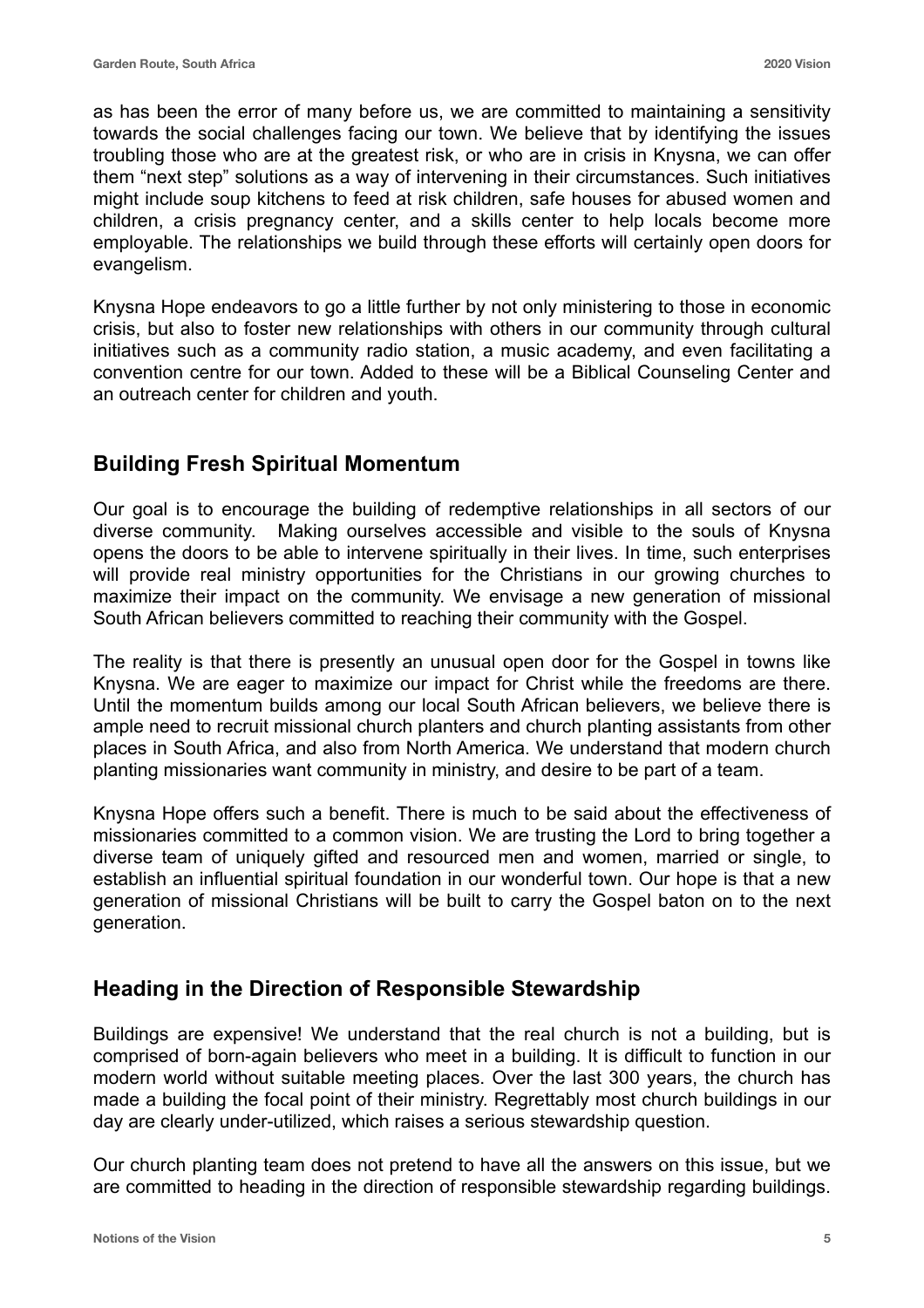as has been the error of many before us, we are committed to maintaining a sensitivity towards the social challenges facing our town. We believe that by identifying the issues troubling those who are at the greatest risk, or who are in crisis in Knysna, we can offer them "next step" solutions as a way of intervening in their circumstances. Such initiatives might include soup kitchens to feed at risk children, safe houses for abused women and children, a crisis pregnancy center, and a skills center to help locals become more employable. The relationships we build through these efforts will certainly open doors for evangelism.

Knysna Hope endeavors to go a little further by not only ministering to those in economic crisis, but also to foster new relationships with others in our community through cultural initiatives such as a community radio station, a music academy, and even facilitating a convention centre for our town. Added to these will be a Biblical Counseling Center and an outreach center for children and youth.

## Building Fresh Spiritual Momentum

Our goal is to encourage the building of redemptive relationships in all sectors of our diverse community. Making ourselves accessible and visible to the souls of Knysna opens the doors to be able to intervene spiritually in their lives. In time, such enterprises will provide real ministry opportunities for the Christians in our growing churches to maximize their impact on the community. We envisage a new generation of missional South African believers committed to reaching their community with the Gospel.

The reality is that there is presently an unusual open door for the Gospel in towns like Knysna. We are eager to maximize our impact for Christ while the freedoms are there. Until the momentum builds among our local South African believers, we believe there is ample need to recruit missional church planters and church planting assistants from other places in South Africa, and also from North America. We understand that modern church planting missionaries want community in ministry, and desire to be part of a team.

Knysna Hope offers such a benefit. There is much to be said about the effectiveness of missionaries committed to a common vision. We are trusting the Lord to bring together a diverse team of uniquely gifted and resourced men and women, married or single, to establish an influential spiritual foundation in our wonderful town. Our hope is that a new generation of missional Christians will be built to carry the Gospel baton on to the next generation.

## Heading in the Direction of Responsible Stewardship

Buildings are expensive! We understand that the real church is not a building, but is comprised of born-again believers who meet in a building. It is difficult to function in our modern world without suitable meeting places. Over the last 300 years, the church has made a building the focal point of their ministry. Regrettably most church buildings in our day are clearly under-utilized, which raises a serious stewardship question.

Our church planting team does not pretend to have all the answers on this issue, but we are committed to heading in the direction of responsible stewardship regarding buildings.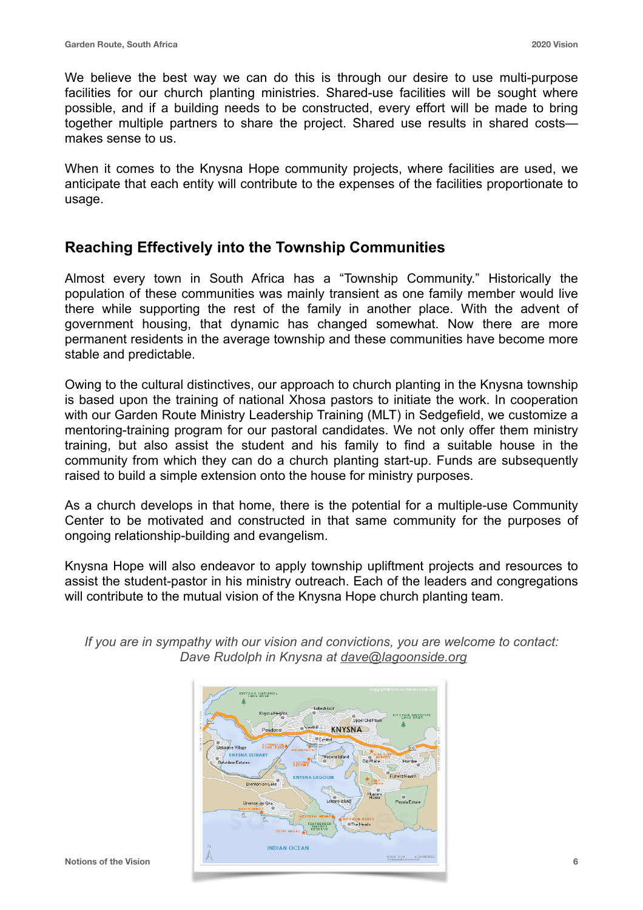We believe the best way we can do this is through our desire to use multi-purpose facilities for our church planting ministries. Shared-use facilities will be sought where possible, and if a building needs to be constructed, every effort will be made to bring together multiple partners to share the project. Shared use results in shared costs—makes sense to us.

When it comes to the Knysna Hope community projects, where facilities are used, we anticipate that each entity will contribute to the expenses of the facilities proportionate to usage.

## Reaching Effectively into the Township Communities

Almost every town in South Africa has a "Township Community." Historically the population of these communities was mainly transient as one family member would live there while supporting the rest of the family in another place. With the advent of government housing, that dynamic has changed somewhat. Now there are more permanent residents in the average township and these communities have become more stable and predictable.

Owing to the cultural distinctives, our approach to church planting in the Knysna township is based upon the training of national Xhosa pastors to initiate the work. In cooperation with our Garden Route Ministry Leadership Training (MLT) in Sedgefield, we customize a mentoring-training program for our pastoral candidates. We not only offer them ministry training, but also assist the student and his family to find a suitable house in the community from which they can do a church planting start-up. Funds are subsequently raised to build a simple extension onto the house for ministry purposes.

As a church develops in that home, there is the potential for a multiple-use Community Center to be motivated and constructed in that same community for the purposes of ongoing relationship-building and evangelism.

Knysna Hope will also endeavor to apply township upliftment projects and resources to assist the student-pastor in his ministry outreach. Each of the leaders and congregations will contribute to the mutual vision of the Knysna Hope church planting team.

*If you are in sympathy with our vision and convictions, you are welcome to contact: Dave Rudolph in Knysna at dave@lagoonside.org*